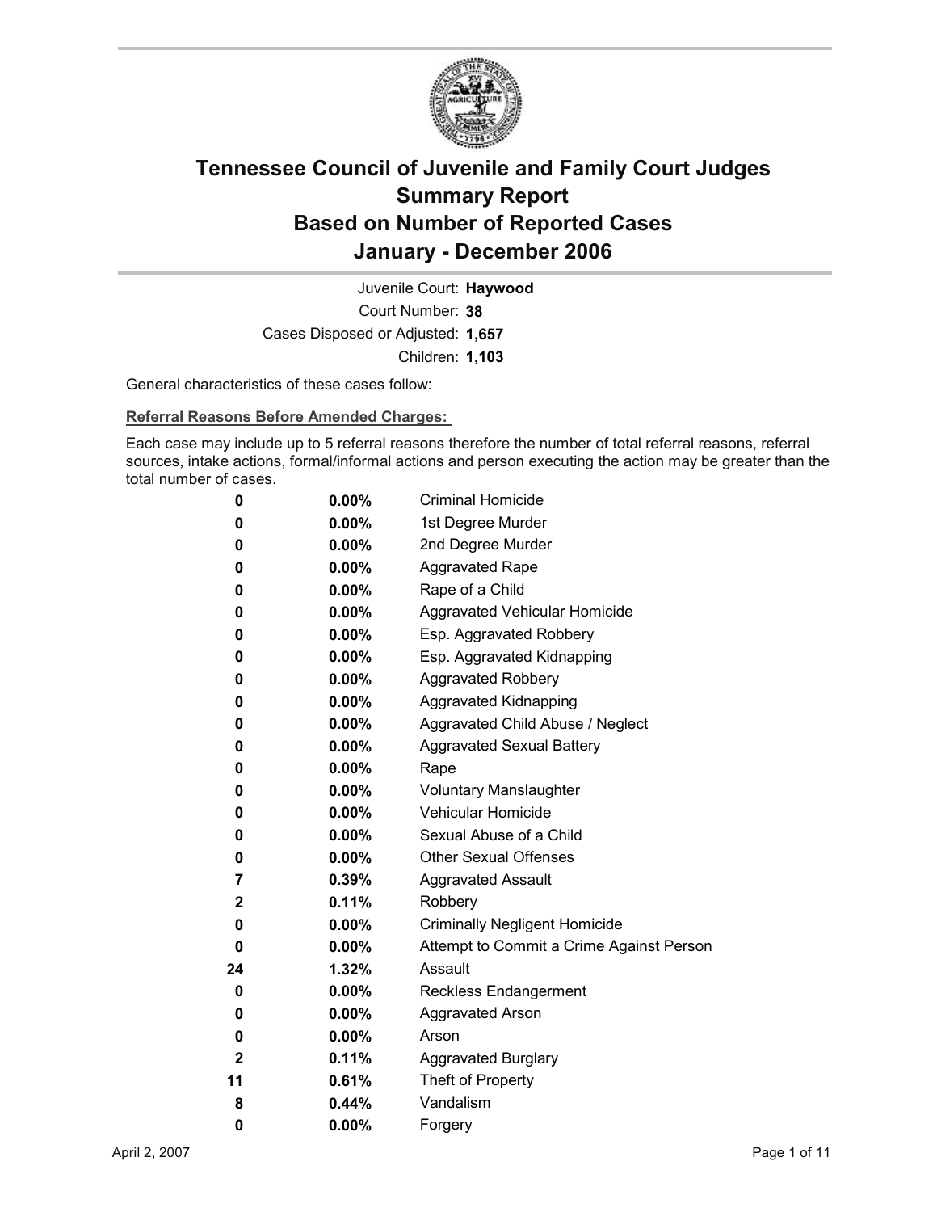# Tennessee Council of Juvenile and Family Court Judges
## Summary Report
## Based on Number of Reported Cases
## January - December 2006

Juvenile Court: **Haywood**

Court Number: **38**

Cases Disposed or Adjusted: **1,657**

Children: **1,103**

General characteristics of these cases follow:

**Referral Reasons Before Amended Charges:**

Each case may include up to 5 referral reasons therefore the number of total referral reasons, referral sources, intake actions, formal/informal actions and person executing the action may be greater than the total number of cases.

| Count | Percent | Referral Reason |
|---|---|---|
| 0 | 0.00% | Criminal Homicide |
| 0 | 0.00% | 1st Degree Murder |
| 0 | 0.00% | 2nd Degree Murder |
| 0 | 0.00% | Aggravated Rape |
| 0 | 0.00% | Rape of a Child |
| 0 | 0.00% | Aggravated Vehicular Homicide |
| 0 | 0.00% | Esp. Aggravated Robbery |
| 0 | 0.00% | Esp. Aggravated Kidnapping |
| 0 | 0.00% | Aggravated Robbery |
| 0 | 0.00% | Aggravated Kidnapping |
| 0 | 0.00% | Aggravated Child Abuse / Neglect |
| 0 | 0.00% | Aggravated Sexual Battery |
| 0 | 0.00% | Rape |
| 0 | 0.00% | Voluntary Manslaughter |
| 0 | 0.00% | Vehicular Homicide |
| 0 | 0.00% | Sexual Abuse of a Child |
| 0 | 0.00% | Other Sexual Offenses |
| 7 | 0.39% | Aggravated Assault |
| 2 | 0.11% | Robbery |
| 0 | 0.00% | Criminally Negligent Homicide |
| 0 | 0.00% | Attempt to Commit a Crime Against Person |
| 24 | 1.32% | Assault |
| 0 | 0.00% | Reckless Endangerment |
| 0 | 0.00% | Aggravated Arson |
| 0 | 0.00% | Arson |
| 2 | 0.11% | Aggravated Burglary |
| 11 | 0.61% | Theft of Property |
| 8 | 0.44% | Vandalism |
| 0 | 0.00% | Forgery |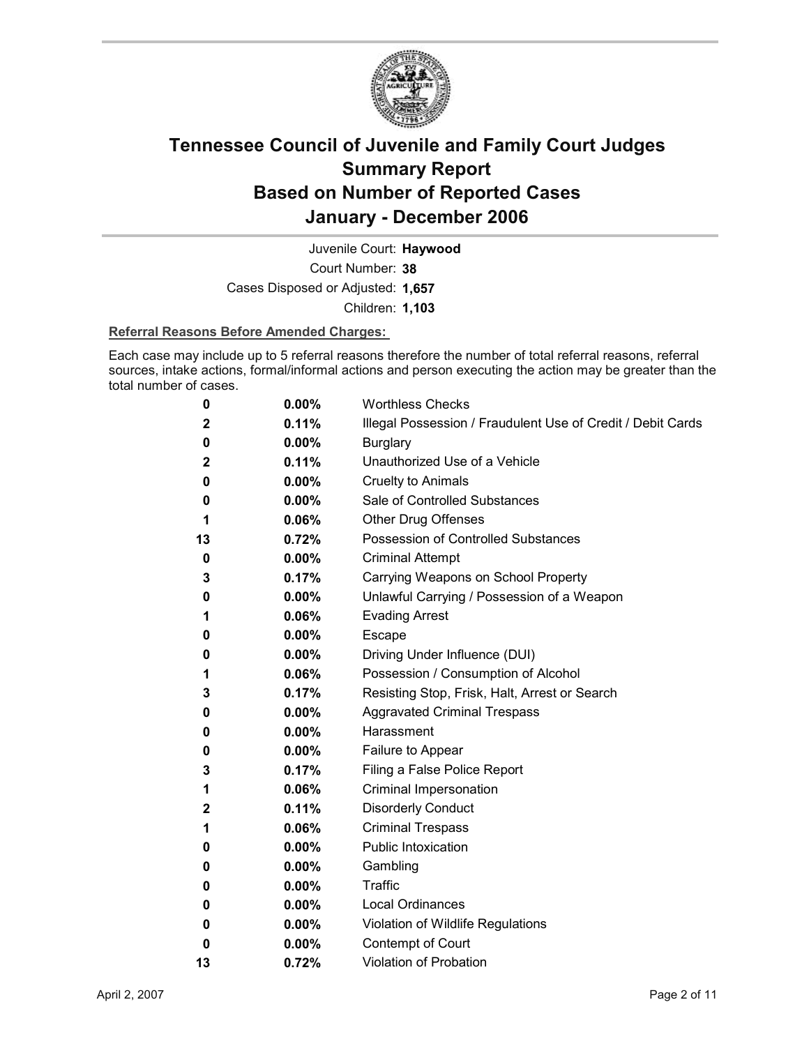# Tennessee Council of Juvenile and Family Court Judges Summary Report Based on Number of Reported Cases January - December 2006

Juvenile Court: **Haywood**

Court Number: **38**

Cases Disposed or Adjusted: **1,657**

Children: **1,103**

**Referral Reasons Before Amended Charges:**

Each case may include up to 5 referral reasons therefore the number of total referral reasons, referral sources, intake actions, formal/informal actions and person executing the action may be greater than the total number of cases.

| Count | Percent | Referral Reason |
|---|---|---|
| 0 | 0.00% | Worthless Checks |
| 2 | 0.11% | Illegal Possession / Fraudulent Use of Credit / Debit Cards |
| 0 | 0.00% | Burglary |
| 2 | 0.11% | Unauthorized Use of a Vehicle |
| 0 | 0.00% | Cruelty to Animals |
| 0 | 0.00% | Sale of Controlled Substances |
| 1 | 0.06% | Other Drug Offenses |
| 13 | 0.72% | Possession of Controlled Substances |
| 0 | 0.00% | Criminal Attempt |
| 3 | 0.17% | Carrying Weapons on School Property |
| 0 | 0.00% | Unlawful Carrying / Possession of a Weapon |
| 1 | 0.06% | Evading Arrest |
| 0 | 0.00% | Escape |
| 0 | 0.00% | Driving Under Influence (DUI) |
| 1 | 0.06% | Possession / Consumption of Alcohol |
| 3 | 0.17% | Resisting Stop, Frisk, Halt, Arrest or Search |
| 0 | 0.00% | Aggravated Criminal Trespass |
| 0 | 0.00% | Harassment |
| 0 | 0.00% | Failure to Appear |
| 3 | 0.17% | Filing a False Police Report |
| 1 | 0.06% | Criminal Impersonation |
| 2 | 0.11% | Disorderly Conduct |
| 1 | 0.06% | Criminal Trespass |
| 0 | 0.00% | Public Intoxication |
| 0 | 0.00% | Gambling |
| 0 | 0.00% | Traffic |
| 0 | 0.00% | Local Ordinances |
| 0 | 0.00% | Violation of Wildlife Regulations |
| 0 | 0.00% | Contempt of Court |
| 13 | 0.72% | Violation of Probation |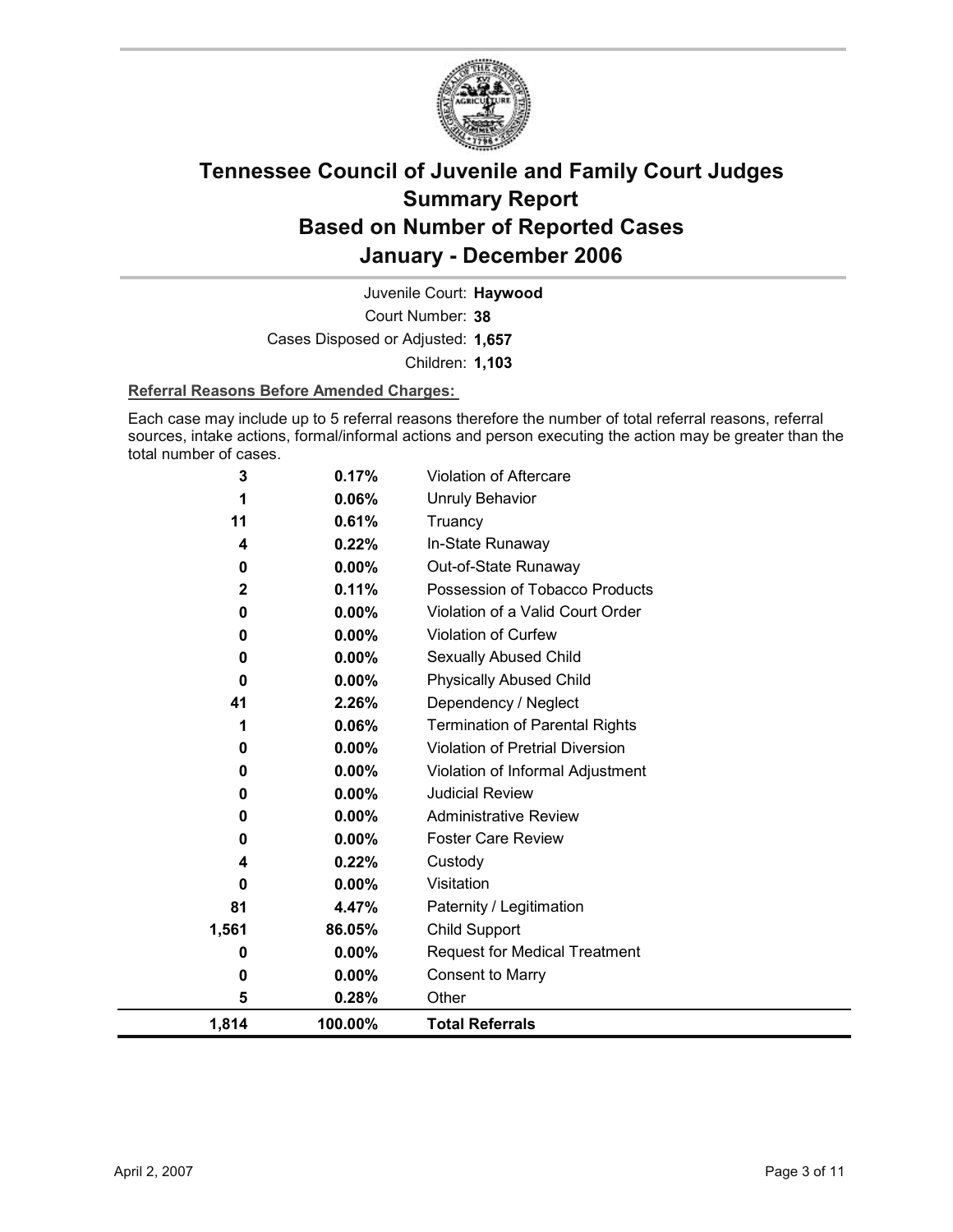# Tennessee Council of Juvenile and Family Court Judges
# Summary Report
# Based on Number of Reported Cases
# January - December 2006

Juvenile Court: **Haywood**

Court Number: **38**

Cases Disposed or Adjusted: **1,657**

Children: **1,103**

**Referral Reasons Before Amended Charges:**

Each case may include up to 5 referral reasons therefore the number of total referral reasons, referral sources, intake actions, formal/informal actions and person executing the action may be greater than the total number of cases.

| | | |
|---|---|---|
| 3 | 0.17% | Violation of Aftercare |
| 1 | 0.06% | Unruly Behavior |
| 11 | 0.61% | Truancy |
| 4 | 0.22% | In-State Runaway |
| 0 | 0.00% | Out-of-State Runaway |
| 2 | 0.11% | Possession of Tobacco Products |
| 0 | 0.00% | Violation of a Valid Court Order |
| 0 | 0.00% | Violation of Curfew |
| 0 | 0.00% | Sexually Abused Child |
| 0 | 0.00% | Physically Abused Child |
| 41 | 2.26% | Dependency / Neglect |
| 1 | 0.06% | Termination of Parental Rights |
| 0 | 0.00% | Violation of Pretrial Diversion |
| 0 | 0.00% | Violation of Informal Adjustment |
| 0 | 0.00% | Judicial Review |
| 0 | 0.00% | Administrative Review |
| 0 | 0.00% | Foster Care Review |
| 4 | 0.22% | Custody |
| 0 | 0.00% | Visitation |
| 81 | 4.47% | Paternity / Legitimation |
| 1,561 | 86.05% | Child Support |
| 0 | 0.00% | Request for Medical Treatment |
| 0 | 0.00% | Consent to Marry |
| 5 | 0.28% | Other |
| **1,814** | **100.00%** | **Total Referrals** |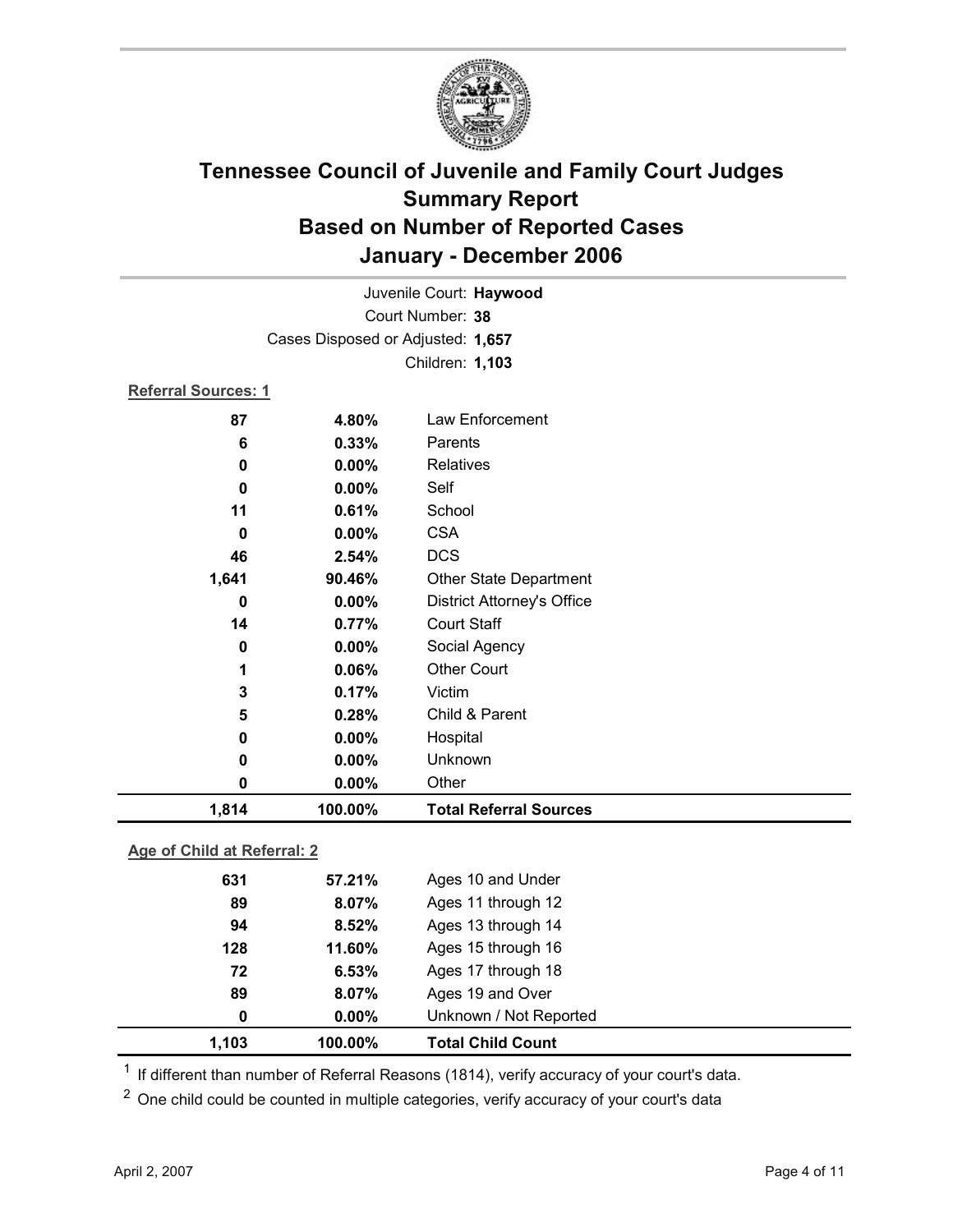# Tennessee Council of Juvenile and Family Court Judges
# Summary Report
# Based on Number of Reported Cases
# January - December 2006

Juvenile Court: **Haywood**

Court Number: **38**

Cases Disposed or Adjusted: **1,657**

Children: **1,103**

**Referral Sources: 1**

| | | |
|---|---|---|
| **87** | **4.80%** | Law Enforcement |
| **6** | **0.33%** | Parents |
| **0** | **0.00%** | Relatives |
| **0** | **0.00%** | Self |
| **11** | **0.61%** | School |
| **0** | **0.00%** | CSA |
| **46** | **2.54%** | DCS |
| **1,641** | **90.46%** | Other State Department |
| **0** | **0.00%** | District Attorney's Office |
| **14** | **0.77%** | Court Staff |
| **0** | **0.00%** | Social Agency |
| **1** | **0.06%** | Other Court |
| **3** | **0.17%** | Victim |
| **5** | **0.28%** | Child & Parent |
| **0** | **0.00%** | Hospital |
| **0** | **0.00%** | Unknown |
| **0** | **0.00%** | Other |
| **1,814** | **100.00%** | **Total Referral Sources** |

**Age of Child at Referral: 2**

| | | |
|---|---|---|
| **631** | **57.21%** | Ages 10 and Under |
| **89** | **8.07%** | Ages 11 through 12 |
| **94** | **8.52%** | Ages 13 through 14 |
| **128** | **11.60%** | Ages 15 through 16 |
| **72** | **6.53%** | Ages 17 through 18 |
| **89** | **8.07%** | Ages 19 and Over |
| **0** | **0.00%** | Unknown / Not Reported |
| **1,103** | **100.00%** | **Total Child Count** |

[1] If different than number of Referral Reasons (1814), verify accuracy of your court's data.

[2] One child could be counted in multiple categories, verify accuracy of your court's data

April 2, 2007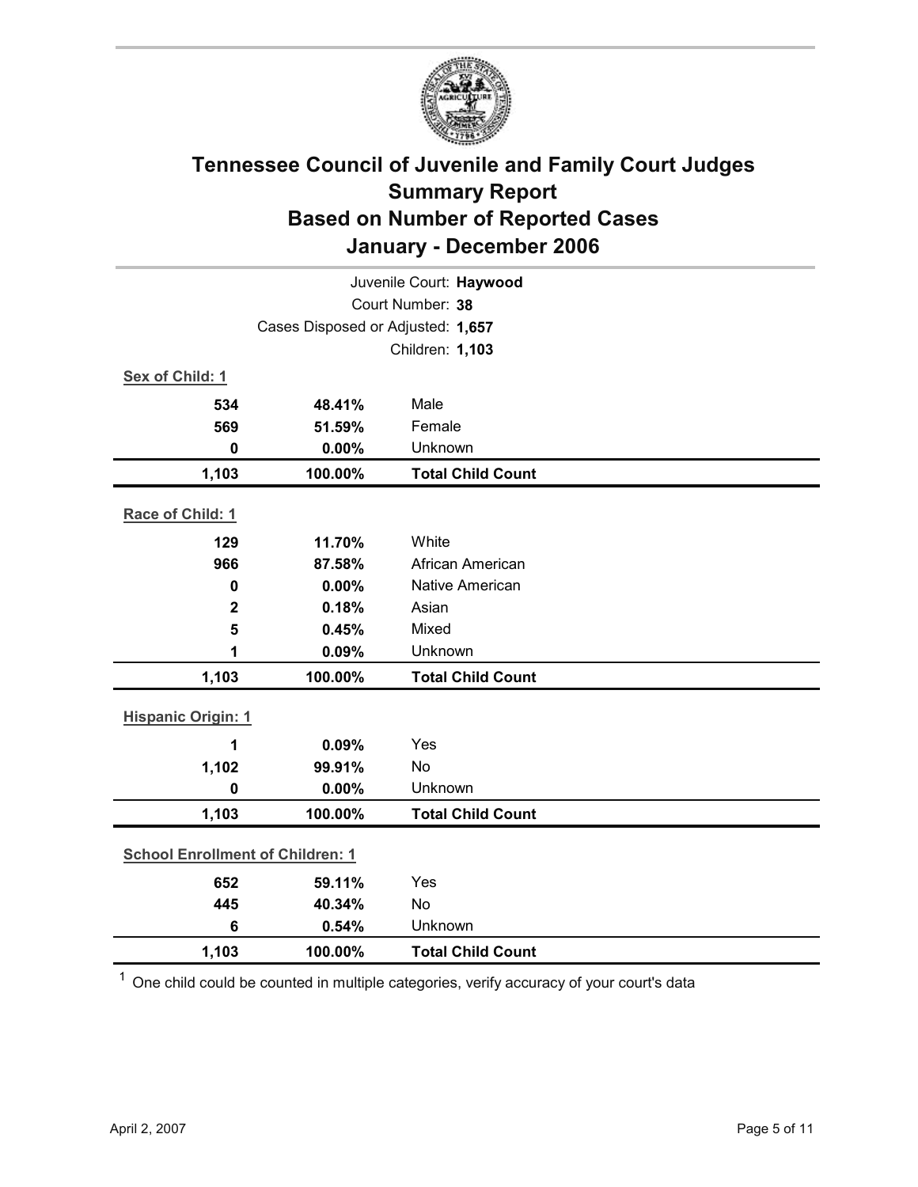# Tennessee Council of Juvenile and Family Court Judges
# Summary Report
# Based on Number of Reported Cases
# January - December 2006

Juvenile Court: **Haywood**

Court Number: **38**

Cases Disposed or Adjusted: **1,657**

Children: **1,103**

**Sex of Child: 1**

| | | |
|---|---|---|
| **534** | **48.41%** | Male |
| **569** | **51.59%** | Female |
| **0** | **0.00%** | Unknown |
| **1,103** | **100.00%** | **Total Child Count** |

**Race of Child: 1**

| | | |
|---|---|---|
| **129** | **11.70%** | White |
| **966** | **87.58%** | African American |
| **0** | **0.00%** | Native American |
| **2** | **0.18%** | Asian |
| **5** | **0.45%** | Mixed |
| **1** | **0.09%** | Unknown |
| **1,103** | **100.00%** | **Total Child Count** |

**Hispanic Origin: 1**

| | | |
|---|---|---|
| **1** | **0.09%** | Yes |
| **1,102** | **99.91%** | No |
| **0** | **0.00%** | Unknown |
| **1,103** | **100.00%** | **Total Child Count** |

**School Enrollment of Children: 1**

| | | |
|---|---|---|
| **652** | **59.11%** | Yes |
| **445** | **40.34%** | No |
| **6** | **0.54%** | Unknown |
| **1,103** | **100.00%** | **Total Child Count** |

[1] One child could be counted in multiple categories, verify accuracy of your court's data

April 2, 2007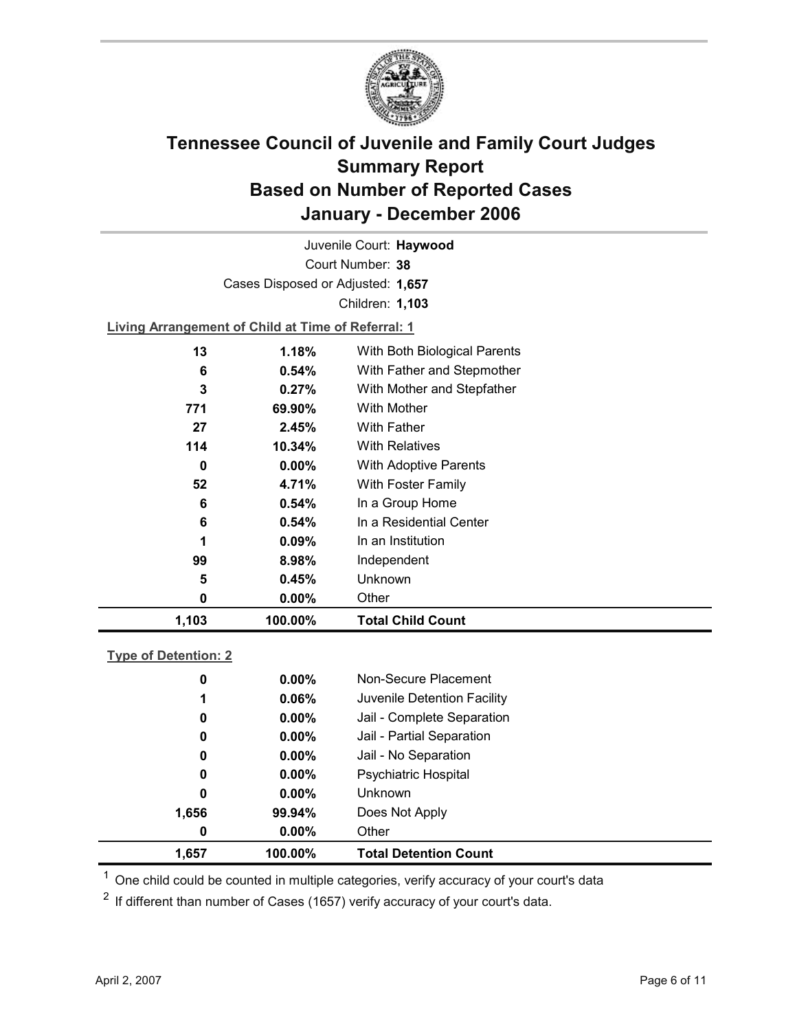# Tennessee Council of Juvenile and Family Court Judges
# Summary Report
# Based on Number of Reported Cases
# January - December 2006

Juvenile Court: **Haywood**

Court Number: **38**

Cases Disposed or Adjusted: **1,657**

Children: **1,103**

**Living Arrangement of Child at Time of Referral: 1**

| Count | Percent | Living Arrangement |
|---|---|---|
| 13 | 1.18% | With Both Biological Parents |
| 6 | 0.54% | With Father and Stepmother |
| 3 | 0.27% | With Mother and Stepfather |
| 771 | 69.90% | With Mother |
| 27 | 2.45% | With Father |
| 114 | 10.34% | With Relatives |
| 0 | 0.00% | With Adoptive Parents |
| 52 | 4.71% | With Foster Family |
| 6 | 0.54% | In a Group Home |
| 6 | 0.54% | In a Residential Center |
| 1 | 0.09% | In an Institution |
| 99 | 8.98% | Independent |
| 5 | 0.45% | Unknown |
| 0 | 0.00% | Other |
| **1,103** | **100.00%** | **Total Child Count** |

**Type of Detention: 2**

| Count | Percent | Type of Detention |
|---|---|---|
| 0 | 0.00% | Non-Secure Placement |
| 1 | 0.06% | Juvenile Detention Facility |
| 0 | 0.00% | Jail - Complete Separation |
| 0 | 0.00% | Jail - Partial Separation |
| 0 | 0.00% | Jail - No Separation |
| 0 | 0.00% | Psychiatric Hospital |
| 0 | 0.00% | Unknown |
| 1,656 | 99.94% | Does Not Apply |
| 0 | 0.00% | Other |
| **1,657** | **100.00%** | **Total Detention Count** |

[1] One child could be counted in multiple categories, verify accuracy of your court's data

[2] If different than number of Cases (1657) verify accuracy of your court's data.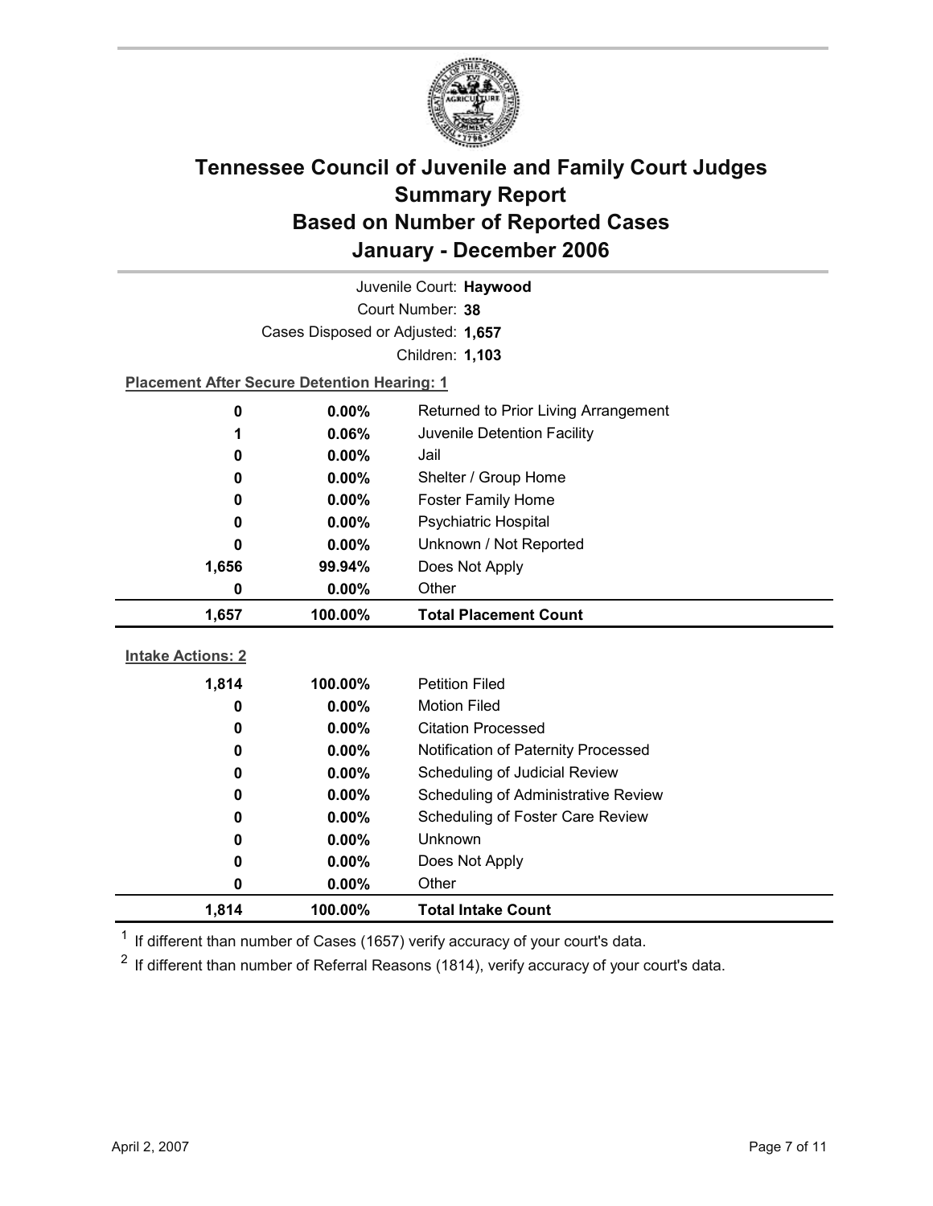# Tennessee Council of Juvenile and Family Court Judges Summary Report Based on Number of Reported Cases January - December 2006

Juvenile Court: **Haywood**

Court Number: **38**

Cases Disposed or Adjusted: **1,657**

Children: **1,103**

**Placement After Secure Detention Hearing: 1**

| | | |
|---|---|---|
| 0 | 0.00% | Returned to Prior Living Arrangement |
| 1 | 0.06% | Juvenile Detention Facility |
| 0 | 0.00% | Jail |
| 0 | 0.00% | Shelter / Group Home |
| 0 | 0.00% | Foster Family Home |
| 0 | 0.00% | Psychiatric Hospital |
| 0 | 0.00% | Unknown / Not Reported |
| 1,656 | 99.94% | Does Not Apply |
| 0 | 0.00% | Other |
| **1,657** | **100.00%** | **Total Placement Count** |

**Intake Actions: 2**

| | | |
|---|---|---|
| 1,814 | 100.00% | Petition Filed |
| 0 | 0.00% | Motion Filed |
| 0 | 0.00% | Citation Processed |
| 0 | 0.00% | Notification of Paternity Processed |
| 0 | 0.00% | Scheduling of Judicial Review |
| 0 | 0.00% | Scheduling of Administrative Review |
| 0 | 0.00% | Scheduling of Foster Care Review |
| 0 | 0.00% | Unknown |
| 0 | 0.00% | Does Not Apply |
| 0 | 0.00% | Other |
| **1,814** | **100.00%** | **Total Intake Count** |

[1] If different than number of Cases (1657) verify accuracy of your court's data.

[2] If different than number of Referral Reasons (1814), verify accuracy of your court's data.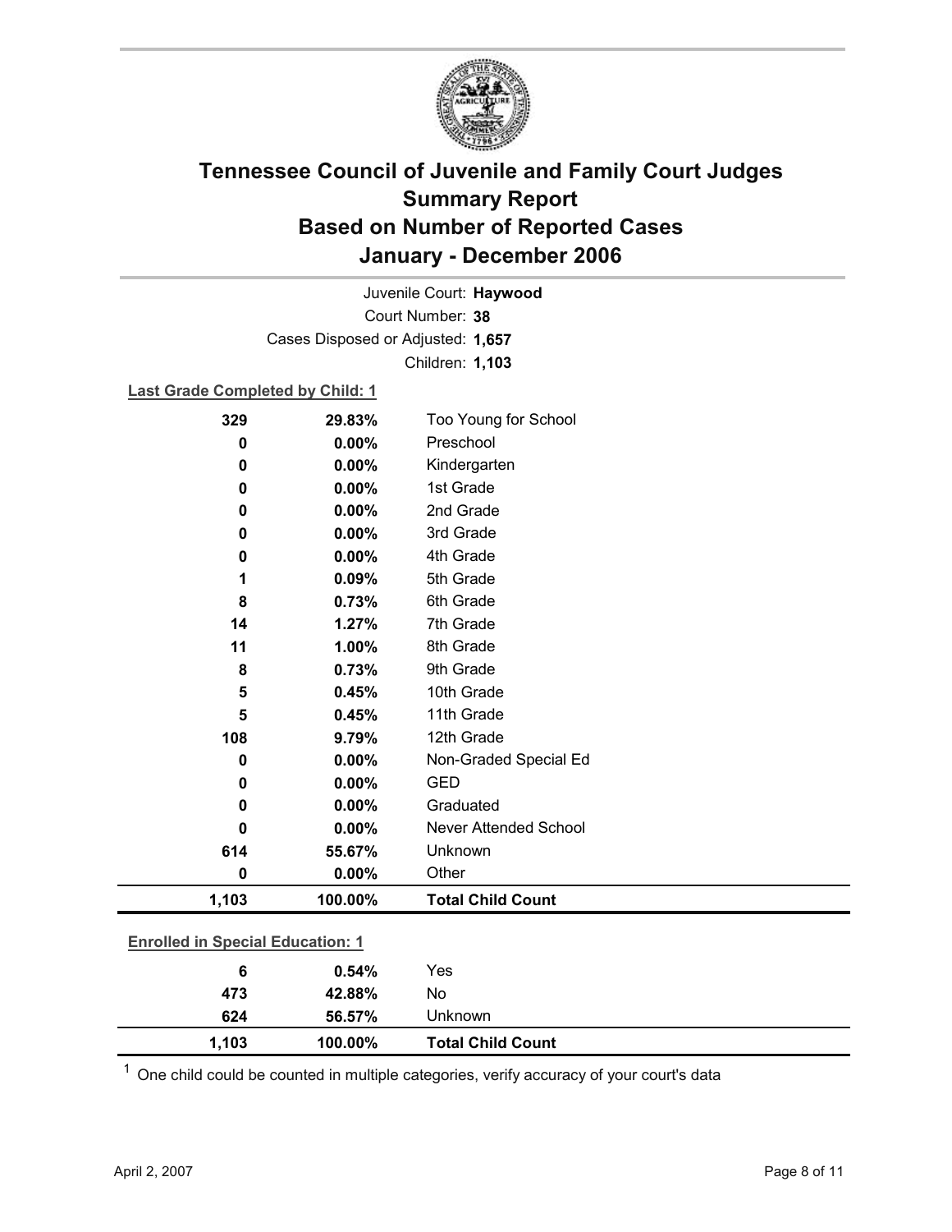# Tennessee Council of Juvenile and Family Court Judges
# Summary Report
# Based on Number of Reported Cases
# January - December 2006

Juvenile Court: **Haywood**

Court Number: **38**

Cases Disposed or Adjusted: **1,657**

Children: **1,103**

**Last Grade Completed by Child: 1**

| Count | Percent | Category |
|---|---|---|
| 329 | 29.83% | Too Young for School |
| 0 | 0.00% | Preschool |
| 0 | 0.00% | Kindergarten |
| 0 | 0.00% | 1st Grade |
| 0 | 0.00% | 2nd Grade |
| 0 | 0.00% | 3rd Grade |
| 0 | 0.00% | 4th Grade |
| 1 | 0.09% | 5th Grade |
| 8 | 0.73% | 6th Grade |
| 14 | 1.27% | 7th Grade |
| 11 | 1.00% | 8th Grade |
| 8 | 0.73% | 9th Grade |
| 5 | 0.45% | 10th Grade |
| 5 | 0.45% | 11th Grade |
| 108 | 9.79% | 12th Grade |
| 0 | 0.00% | Non-Graded Special Ed |
| 0 | 0.00% | GED |
| 0 | 0.00% | Graduated |
| 0 | 0.00% | Never Attended School |
| 614 | 55.67% | Unknown |
| 0 | 0.00% | Other |
| **1,103** | **100.00%** | **Total Child Count** |

**Enrolled in Special Education: 1**

| Count | Percent | Category |
|---|---|---|
| 6 | 0.54% | Yes |
| 473 | 42.88% | No |
| 624 | 56.57% | Unknown |
| **1,103** | **100.00%** | **Total Child Count** |

[1] One child could be counted in multiple categories, verify accuracy of your court's data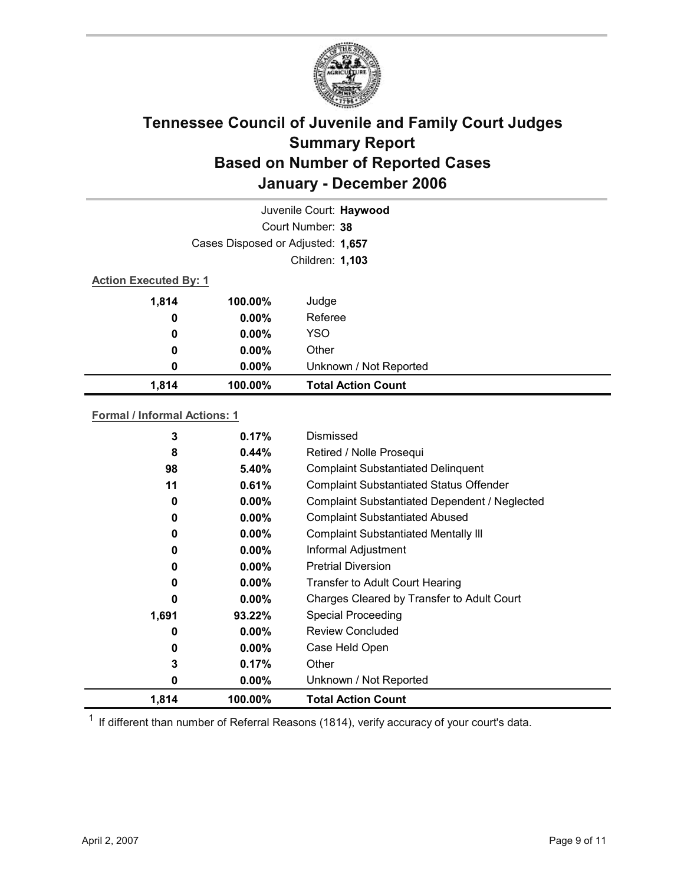# Tennessee Council of Juvenile and Family Court Judges
# Summary Report
# Based on Number of Reported Cases
# January - December 2006

Juvenile Court: **Haywood**

Court Number: **38**

Cases Disposed or Adjusted: **1,657**

Children: **1,103**

**Action Executed By: 1**

| | | |
|---|---|---|
| 1,814 | 100.00% | Judge |
| 0 | 0.00% | Referee |
| 0 | 0.00% | YSO |
| 0 | 0.00% | Other |
| 0 | 0.00% | Unknown / Not Reported |
| **1,814** | **100.00%** | **Total Action Count** |

**Formal / Informal Actions: 1**

| | | |
|---|---|---|
| 3 | 0.17% | Dismissed |
| 8 | 0.44% | Retired / Nolle Prosequi |
| 98 | 5.40% | Complaint Substantiated Delinquent |
| 11 | 0.61% | Complaint Substantiated Status Offender |
| 0 | 0.00% | Complaint Substantiated Dependent / Neglected |
| 0 | 0.00% | Complaint Substantiated Abused |
| 0 | 0.00% | Complaint Substantiated Mentally Ill |
| 0 | 0.00% | Informal Adjustment |
| 0 | 0.00% | Pretrial Diversion |
| 0 | 0.00% | Transfer to Adult Court Hearing |
| 0 | 0.00% | Charges Cleared by Transfer to Adult Court |
| 1,691 | 93.22% | Special Proceeding |
| 0 | 0.00% | Review Concluded |
| 0 | 0.00% | Case Held Open |
| 3 | 0.17% | Other |
| 0 | 0.00% | Unknown / Not Reported |
| **1,814** | **100.00%** | **Total Action Count** |

[1] If different than number of Referral Reasons (1814), verify accuracy of your court's data.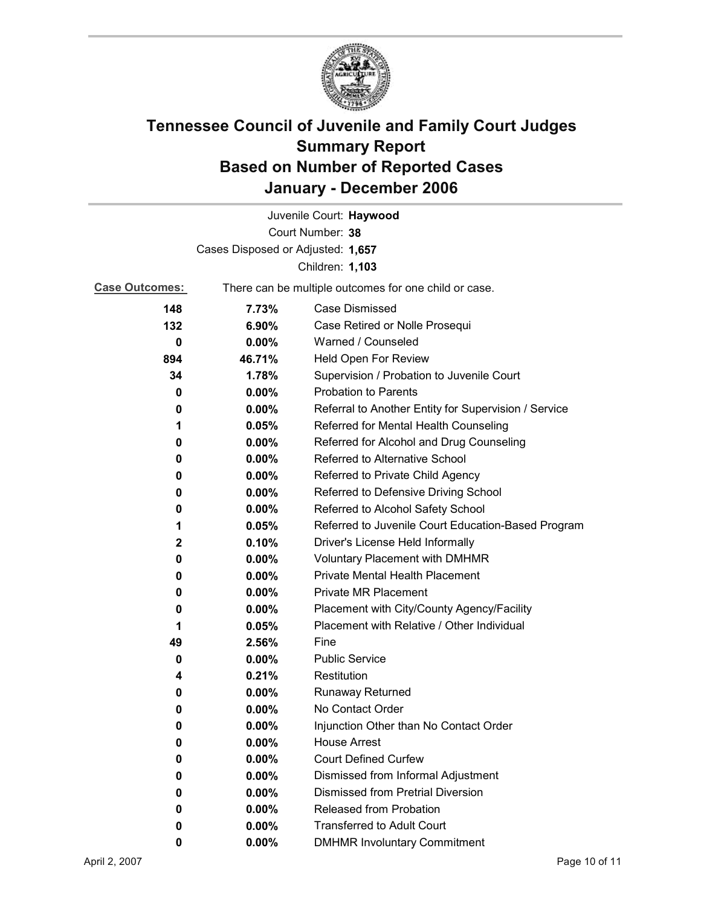# Tennessee Council of Juvenile and Family Court Judges
# Summary Report
# Based on Number of Reported Cases
# January - December 2006

Juvenile Court: **Haywood**

Court Number: **38**

Cases Disposed or Adjusted: **1,657**

Children: **1,103**

**Case Outcomes:** There can be multiple outcomes for one child or case.

| Count | Percent | Outcome |
|---|---|---|
| 148 | 7.73% | Case Dismissed |
| 132 | 6.90% | Case Retired or Nolle Prosequi |
| 0 | 0.00% | Warned / Counseled |
| 894 | 46.71% | Held Open For Review |
| 34 | 1.78% | Supervision / Probation to Juvenile Court |
| 0 | 0.00% | Probation to Parents |
| 0 | 0.00% | Referral to Another Entity for Supervision / Service |
| 1 | 0.05% | Referred for Mental Health Counseling |
| 0 | 0.00% | Referred for Alcohol and Drug Counseling |
| 0 | 0.00% | Referred to Alternative School |
| 0 | 0.00% | Referred to Private Child Agency |
| 0 | 0.00% | Referred to Defensive Driving School |
| 0 | 0.00% | Referred to Alcohol Safety School |
| 1 | 0.05% | Referred to Juvenile Court Education-Based Program |
| 2 | 0.10% | Driver's License Held Informally |
| 0 | 0.00% | Voluntary Placement with DMHMR |
| 0 | 0.00% | Private Mental Health Placement |
| 0 | 0.00% | Private MR Placement |
| 0 | 0.00% | Placement with City/County Agency/Facility |
| 1 | 0.05% | Placement with Relative / Other Individual |
| 49 | 2.56% | Fine |
| 0 | 0.00% | Public Service |
| 4 | 0.21% | Restitution |
| 0 | 0.00% | Runaway Returned |
| 0 | 0.00% | No Contact Order |
| 0 | 0.00% | Injunction Other than No Contact Order |
| 0 | 0.00% | House Arrest |
| 0 | 0.00% | Court Defined Curfew |
| 0 | 0.00% | Dismissed from Informal Adjustment |
| 0 | 0.00% | Dismissed from Pretrial Diversion |
| 0 | 0.00% | Released from Probation |
| 0 | 0.00% | Transferred to Adult Court |
| 0 | 0.00% | DMHMR Involuntary Commitment |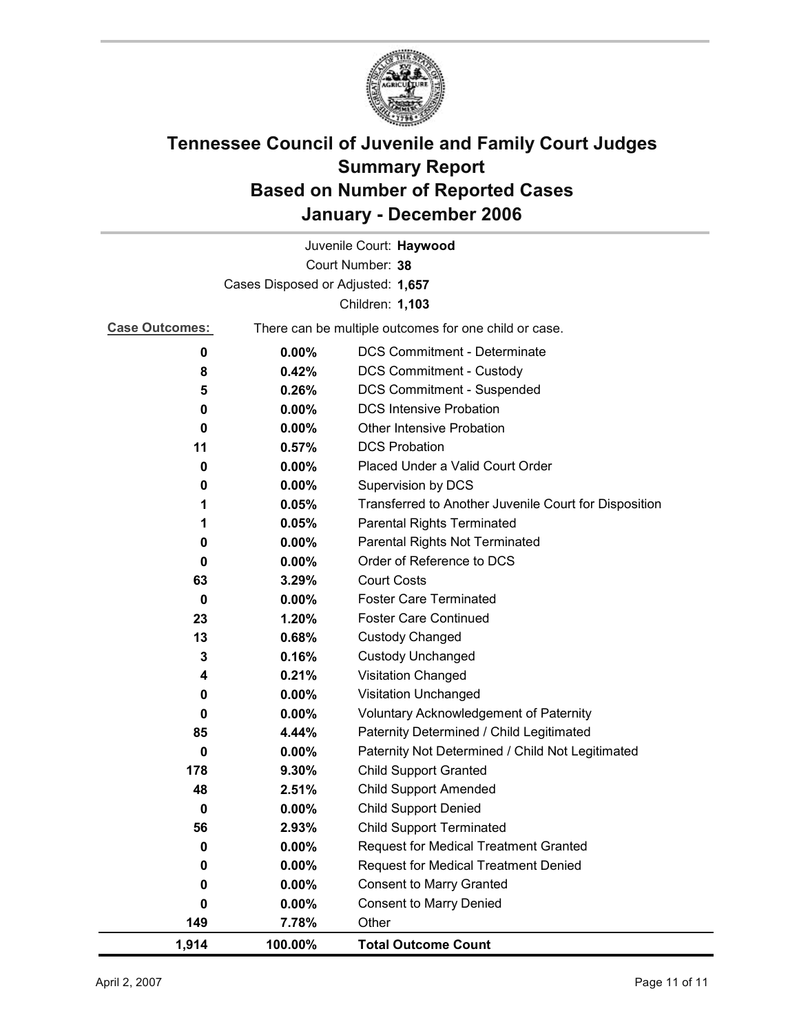# Tennessee Council of Juvenile and Family Court Judges
# Summary Report
# Based on Number of Reported Cases
# January - December 2006

Juvenile Court: **Haywood**

Court Number: **38**

Cases Disposed or Adjusted: **1,657**

Children: **1,103**

**Case Outcomes:** There can be multiple outcomes for one child or case.

| | | |
|---|---|---|
| 0 | 0.00% | DCS Commitment - Determinate |
| 8 | 0.42% | DCS Commitment - Custody |
| 5 | 0.26% | DCS Commitment - Suspended |
| 0 | 0.00% | DCS Intensive Probation |
| 0 | 0.00% | Other Intensive Probation |
| 11 | 0.57% | DCS Probation |
| 0 | 0.00% | Placed Under a Valid Court Order |
| 0 | 0.00% | Supervision by DCS |
| 1 | 0.05% | Transferred to Another Juvenile Court for Disposition |
| 1 | 0.05% | Parental Rights Terminated |
| 0 | 0.00% | Parental Rights Not Terminated |
| 0 | 0.00% | Order of Reference to DCS |
| 63 | 3.29% | Court Costs |
| 0 | 0.00% | Foster Care Terminated |
| 23 | 1.20% | Foster Care Continued |
| 13 | 0.68% | Custody Changed |
| 3 | 0.16% | Custody Unchanged |
| 4 | 0.21% | Visitation Changed |
| 0 | 0.00% | Visitation Unchanged |
| 0 | 0.00% | Voluntary Acknowledgement of Paternity |
| 85 | 4.44% | Paternity Determined / Child Legitimated |
| 0 | 0.00% | Paternity Not Determined / Child Not Legitimated |
| 178 | 9.30% | Child Support Granted |
| 48 | 2.51% | Child Support Amended |
| 0 | 0.00% | Child Support Denied |
| 56 | 2.93% | Child Support Terminated |
| 0 | 0.00% | Request for Medical Treatment Granted |
| 0 | 0.00% | Request for Medical Treatment Denied |
| 0 | 0.00% | Consent to Marry Granted |
| 0 | 0.00% | Consent to Marry Denied |
| 149 | 7.78% | Other |
| **1,914** | **100.00%** | **Total Outcome Count** |

April 2, 2007